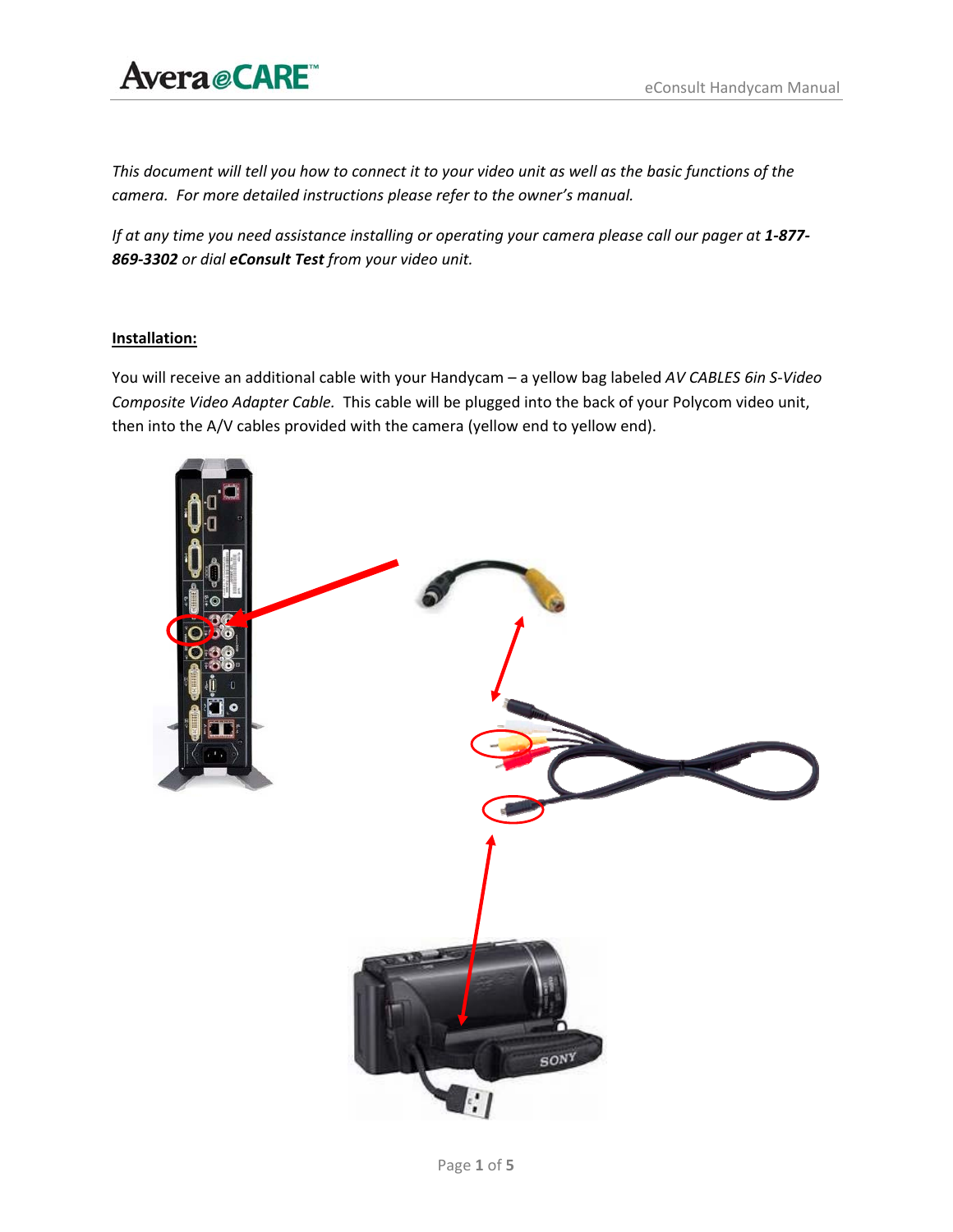*This document will tell you how to connect it to your video unit as well as the basic functions of the camera. For more detailed instructions please refer to the owner's manual.*

*If at any time you need assistance installing or operating your camera please call our pager at **1-877-869-3302** or dial **eConsult Test** from your video unit.*

**Installation:**

You will receive an additional cable with your Handycam – a yellow bag labeled *AV CABLES 6in S-Video Composite Video Adapter Cable.* This cable will be plugged into the back of your Polycom video unit, then into the A/V cables provided with the camera (yellow end to yellow end).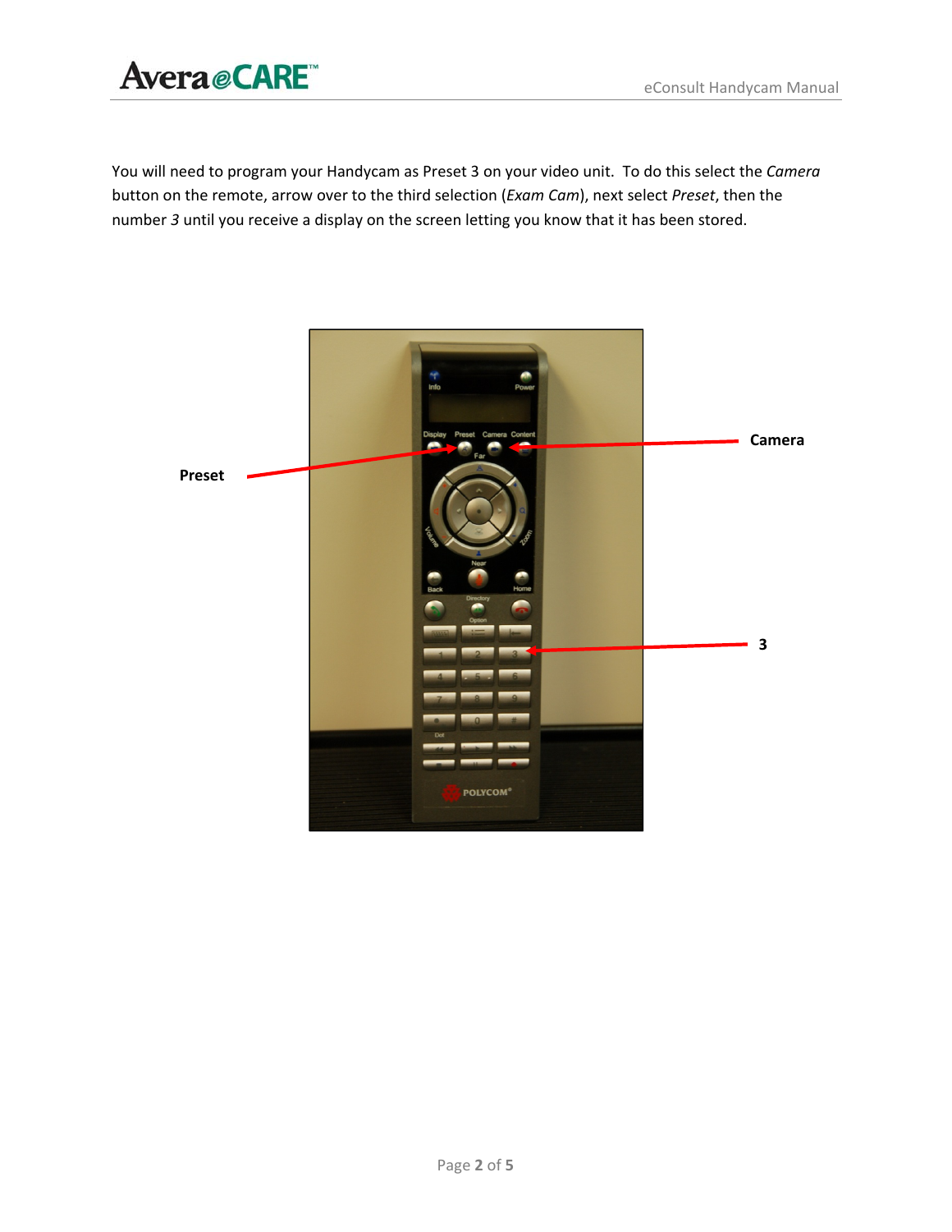You will need to program your Handycam as Preset 3 on your video unit. To do this select the *Camera* button on the remote, arrow over to the third selection (*Exam Cam*), next select *Preset*, then the number *3* until you receive a display on the screen letting you know that it has been stored.

**Preset**

**Camera**

**3**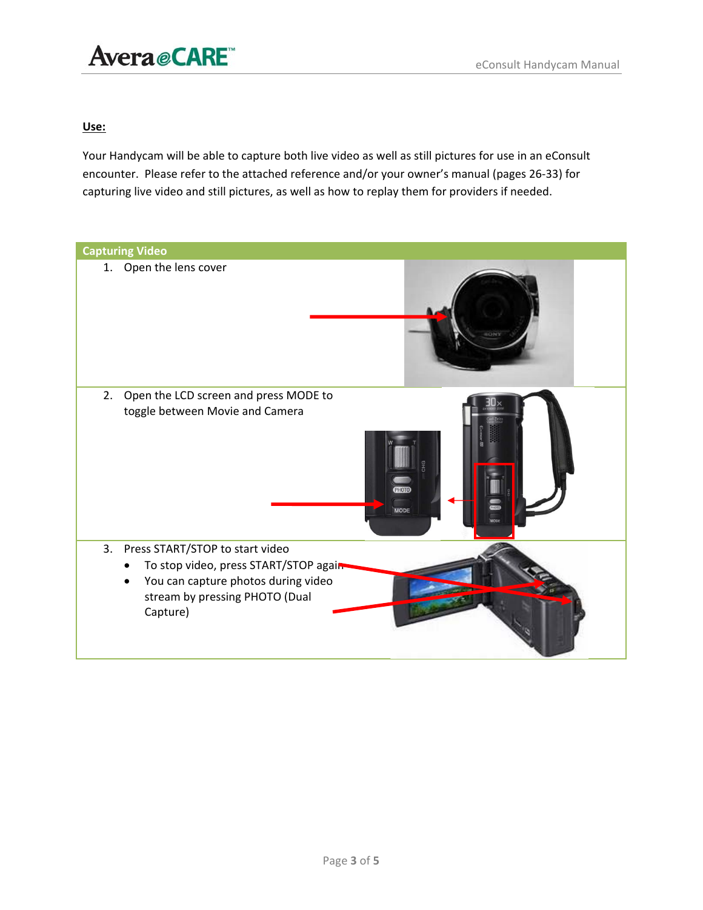**Use:**

Your Handycam will be able to capture both live video as well as still pictures for use in an eConsult encounter. Please refer to the attached reference and/or your owner's manual (pages 26-33) for capturing live video and still pictures, as well as how to replay them for providers if needed.

| Capturing Video |
| --- |
| 1. Open the lens cover |
| 2. Open the LCD screen and press MODE to toggle between Movie and Camera |
| 3. Press START/STOP to start video<br>• To stop video, press START/STOP again<br>• You can capture photos during video stream by pressing PHOTO (Dual Capture) |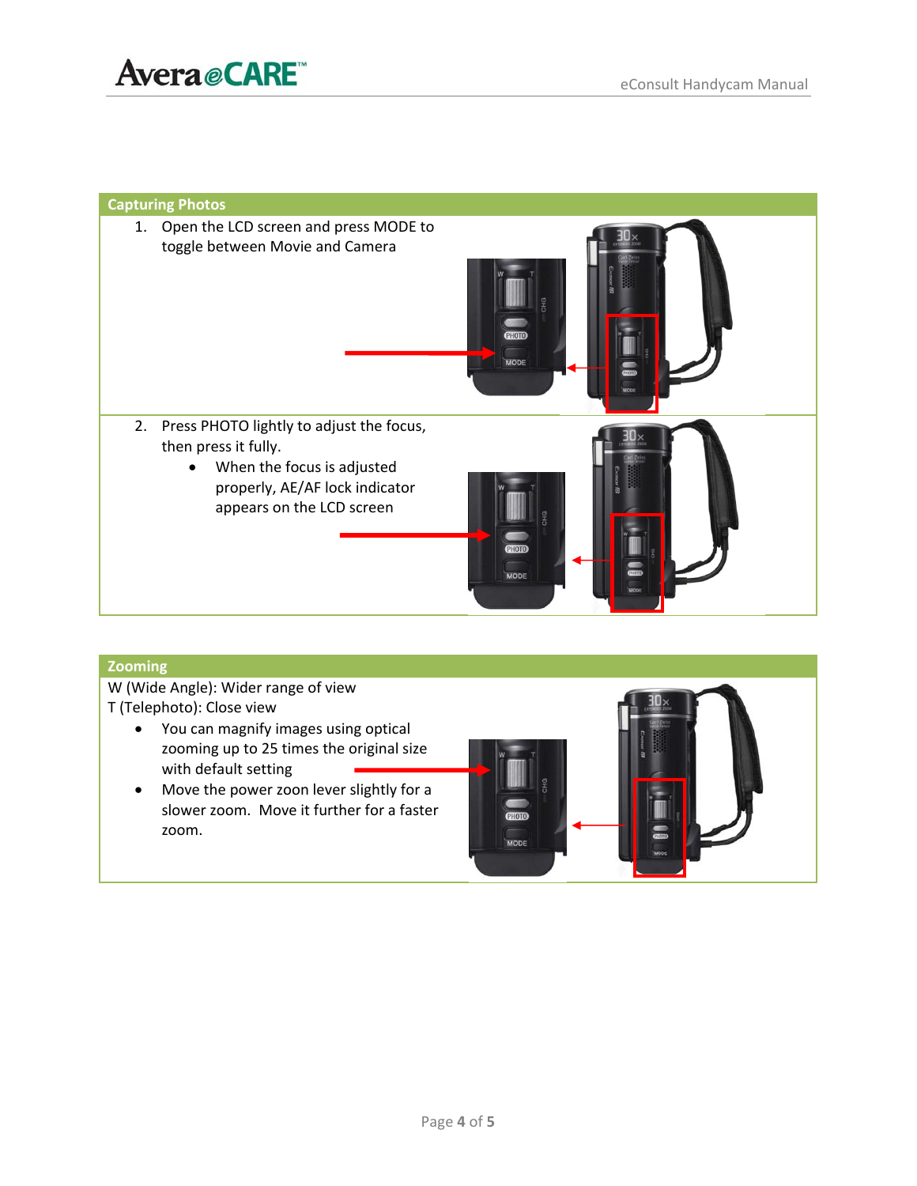## Capturing Photos

1. Open the LCD screen and press MODE to toggle between Movie and Camera
2. Press PHOTO lightly to adjust the focus, then press it fully.
   - When the focus is adjusted properly, AE/AF lock indicator appears on the LCD screen

## Zooming

W (Wide Angle): Wider range of view
T (Telephoto): Close view

- You can magnify images using optical zooming up to 25 times the original size with default setting
- Move the power zoon lever slightly for a slower zoom. Move it further for a faster zoom.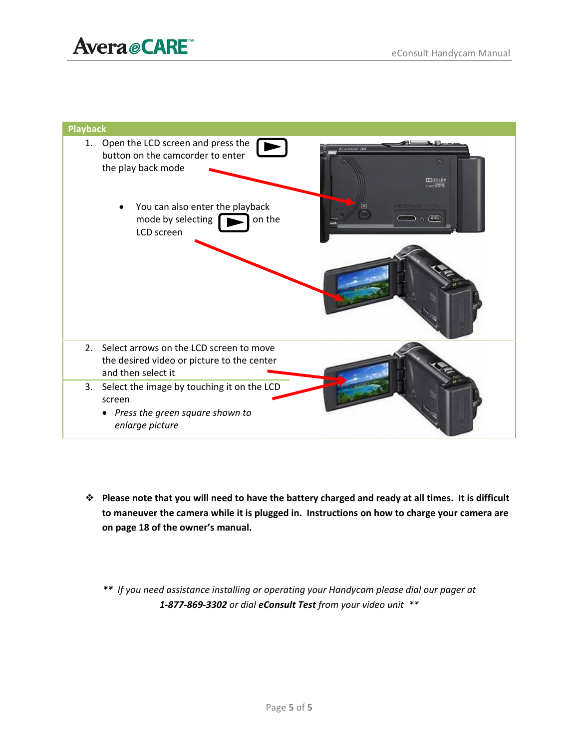## Playback

1. Open the LCD screen and press the ▶ button on the camcorder to enter the play back mode
   - You can also enter the playback mode by selecting ▶ on the LCD screen
2. Select arrows on the LCD screen to move the desired video or picture to the center and then select it
3. Select the image by touching it on the LCD screen
   - *Press the green square shown to enlarge picture*

❖ **Please note that you will need to have the battery charged and ready at all times. It is difficult to maneuver the camera while it is plugged in. Instructions on how to charge your camera are on page 18 of the owner's manual.**

*\*\* If you need assistance installing or operating your Handycam please dial our pager at* ***1-877-869-3302*** *or dial* ***eConsult Test*** *from your video unit \*\**